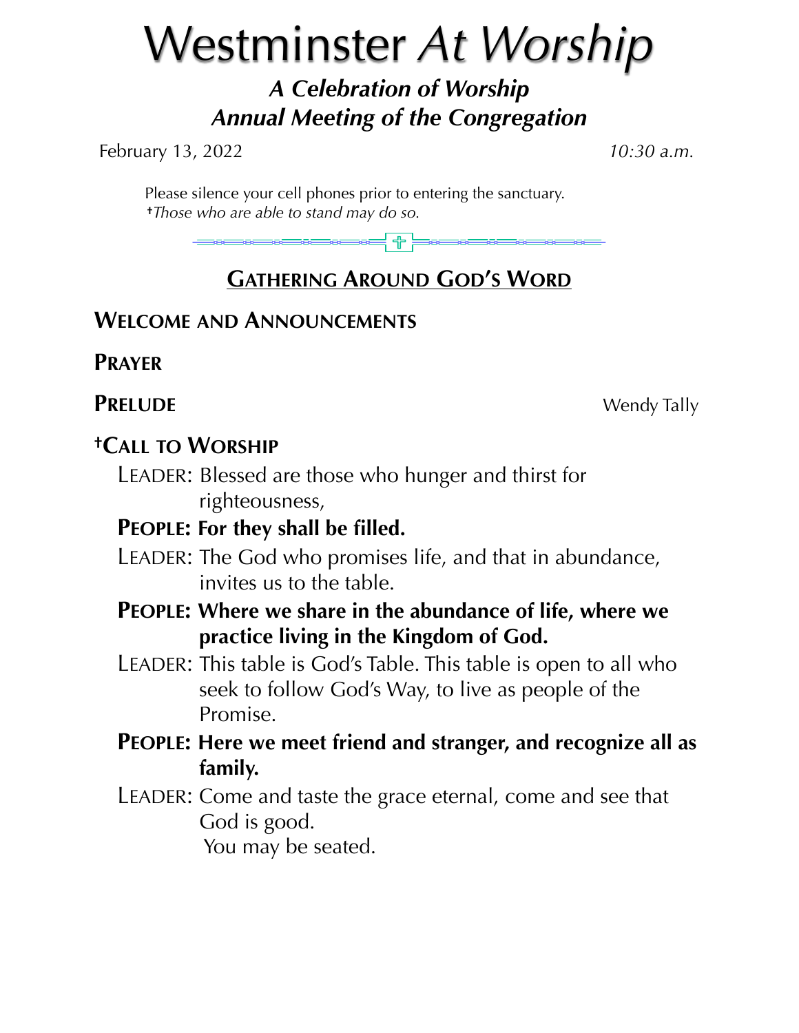# Westminster *At Worship*

## *A Celebration of Worship*
## *Annual Meeting of the Congregation*

February 13, 2022 *10:30 a.m.*

Please silence your cell phones prior to entering the sanctuary.
†*Those who are able to stand may do so.*

## GATHERING AROUND GOD'S WORD

**WELCOME AND ANNOUNCEMENTS**

**PRAYER**

**PRELUDE** Wendy Tally

**†CALL TO WORSHIP**

LEADER: Blessed are those who hunger and thirst for righteousness,

**PEOPLE: For they shall be filled.**

LEADER: The God who promises life, and that in abundance, invites us to the table.

**PEOPLE: Where we share in the abundance of life, where we practice living in the Kingdom of God.**

LEADER: This table is God's Table. This table is open to all who seek to follow God's Way, to live as people of the Promise.

**PEOPLE: Here we meet friend and stranger, and recognize all as family.**

LEADER: Come and taste the grace eternal, come and see that God is good.
You may be seated.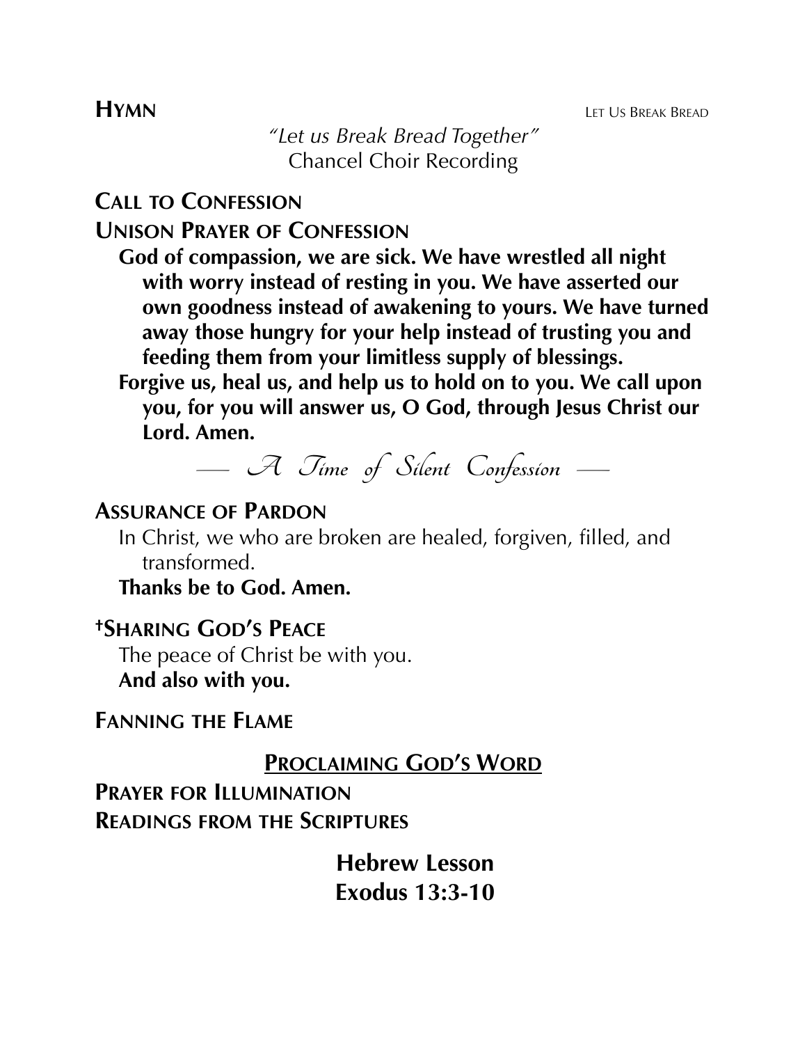**HYMN** LET US BREAK BREAD

*"Let us Break Bread Together"*
Chancel Choir Recording

**CALL TO CONFESSION**

**UNISON PRAYER OF CONFESSION**

**God of compassion, we are sick. We have wrestled all night with worry instead of resting in you. We have asserted our own goodness instead of awakening to yours. We have turned away those hungry for your help instead of trusting you and feeding them from your limitless supply of blessings.**

**Forgive us, heal us, and help us to hold on to you. We call upon you, for you will answer us, O God, through Jesus Christ our Lord. Amen.**

*— A Time of Silent Confession —*

**ASSURANCE OF PARDON**

In Christ, we who are broken are healed, forgiven, filled, and transformed.

**Thanks be to God. Amen.**

**†SHARING GOD'S PEACE**

The peace of Christ be with you.

**And also with you.**

**FANNING THE FLAME**

## PROCLAIMING GOD'S WORD

**PRAYER FOR ILLUMINATION**

**READINGS FROM THE SCRIPTURES**

**Hebrew Lesson**
**Exodus 13:3-10**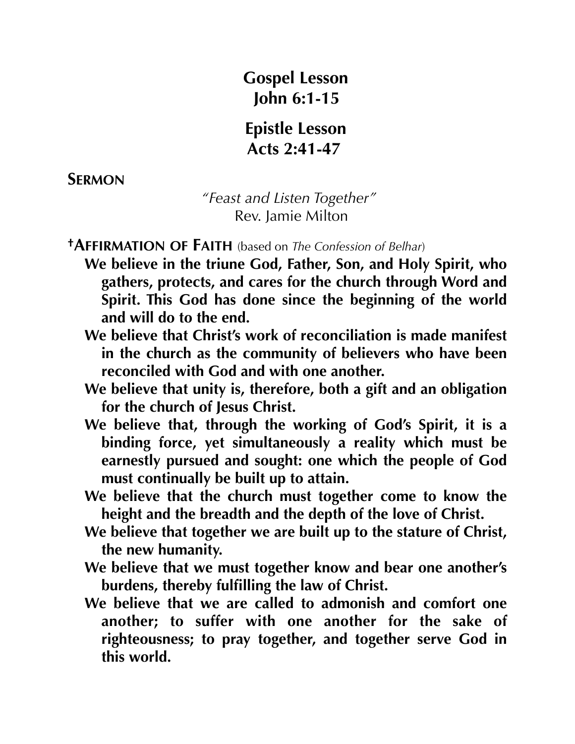**Gospel Lesson**
**John 6:1-15**

**Epistle Lesson**
**Acts 2:41-47**

**SERMON**

*"Feast and Listen Together"*
Rev. Jamie Milton

**†AFFIRMATION OF FAITH** (based on *The Confession of Belhar*)

**We believe in the triune God, Father, Son, and Holy Spirit, who gathers, protects, and cares for the church through Word and Spirit. This God has done since the beginning of the world and will do to the end.**

**We believe that Christ's work of reconciliation is made manifest in the church as the community of believers who have been reconciled with God and with one another.**

**We believe that unity is, therefore, both a gift and an obligation for the church of Jesus Christ.**

**We believe that, through the working of God's Spirit, it is a binding force, yet simultaneously a reality which must be earnestly pursued and sought: one which the people of God must continually be built up to attain.**

**We believe that the church must together come to know the height and the breadth and the depth of the love of Christ.**

**We believe that together we are built up to the stature of Christ, the new humanity.**

**We believe that we must together know and bear one another's burdens, thereby fulfilling the law of Christ.**

**We believe that we are called to admonish and comfort one another; to suffer with one another for the sake of righteousness; to pray together, and together serve God in this world.**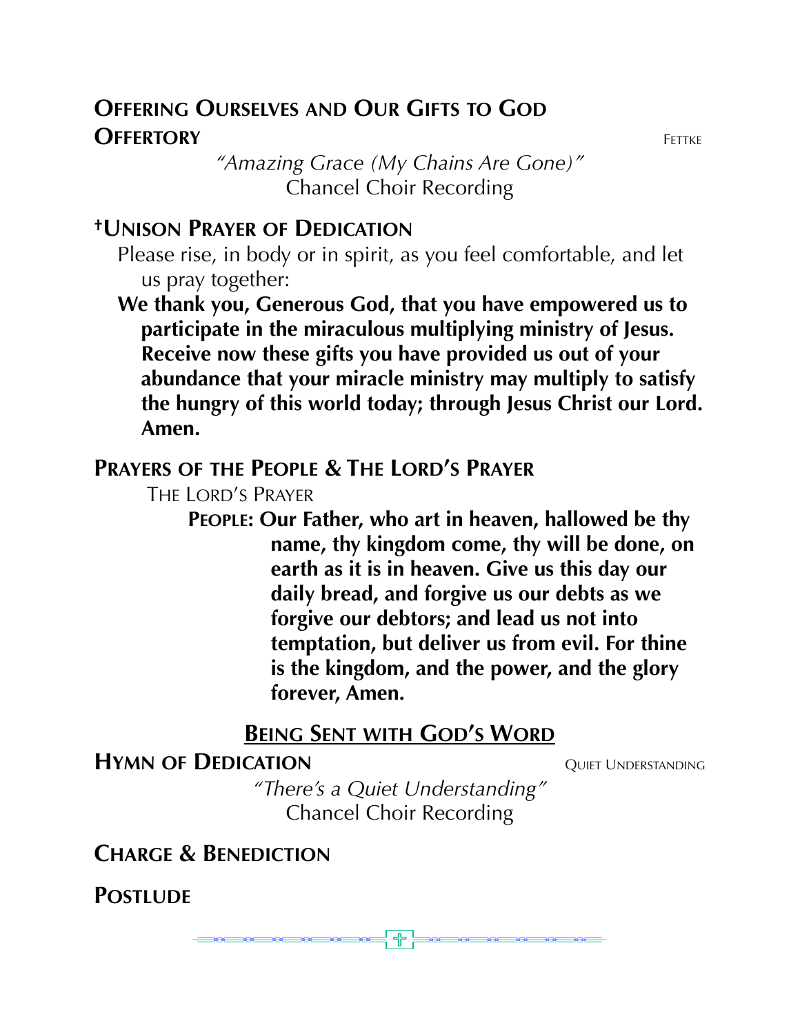## Offering Ourselves and Our Gifts to God

**Offertory** Fettke

*"Amazing Grace (My Chains Are Gone)"*
Chancel Choir Recording

**†Unison Prayer of Dedication**

Please rise, in body or in spirit, as you feel comfortable, and let us pray together:

**We thank you, Generous God, that you have empowered us to participate in the miraculous multiplying ministry of Jesus. Receive now these gifts you have provided us out of your abundance that your miracle ministry may multiply to satisfy the hungry of this world today; through Jesus Christ our Lord. Amen.**

**Prayers of the People & The Lord's Prayer**

The Lord's Prayer

**People: Our Father, who art in heaven, hallowed be thy name, thy kingdom come, thy will be done, on earth as it is in heaven. Give us this day our daily bread, and forgive us our debts as we forgive our debtors; and lead us not into temptation, but deliver us from evil. For thine is the kingdom, and the power, and the glory forever, Amen.**

## Being Sent with God's Word

**Hymn of Dedication** Quiet Understanding

*"There's a Quiet Understanding"*
Chancel Choir Recording

**Charge & Benediction**

**Postlude**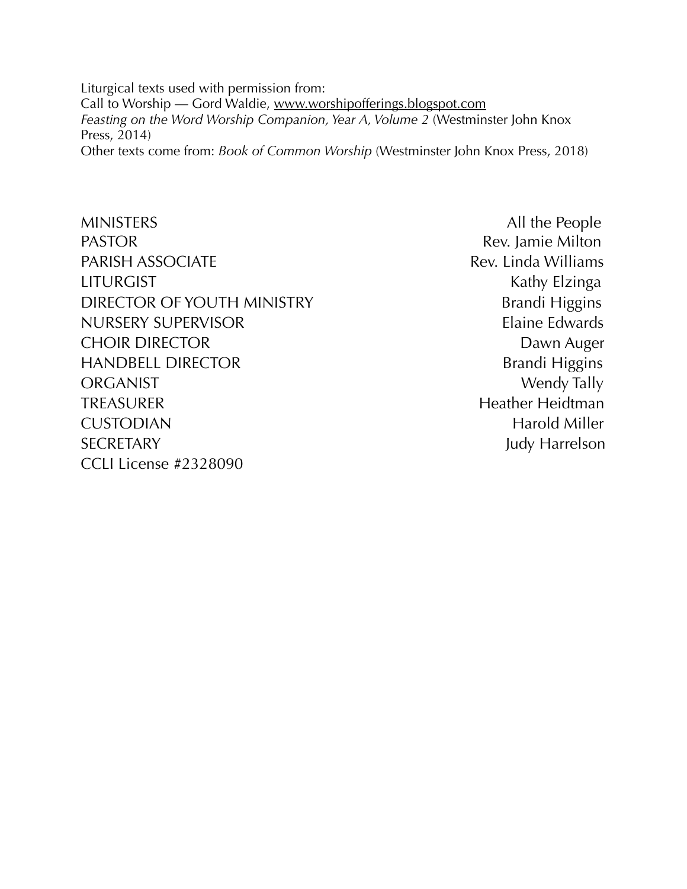Liturgical texts used with permission from:
Call to Worship — Gord Waldie, www.worshipofferings.blogspot.com
*Feasting on the Word Worship Companion, Year A, Volume 2* (Westminster John Knox Press, 2014)
Other texts come from: *Book of Common Worship* (Westminster John Knox Press, 2018)

| | |
|---|---|
| MINISTERS | All the People |
| PASTOR | Rev. Jamie Milton |
| PARISH ASSOCIATE | Rev. Linda Williams |
| LITURGIST | Kathy Elzinga |
| DIRECTOR OF YOUTH MINISTRY | Brandi Higgins |
| NURSERY SUPERVISOR | Elaine Edwards |
| CHOIR DIRECTOR | Dawn Auger |
| HANDBELL DIRECTOR | Brandi Higgins |
| ORGANIST | Wendy Tally |
| TREASURER | Heather Heidtman |
| CUSTODIAN | Harold Miller |
| SECRETARY | Judy Harrelson |

CCLI License #2328090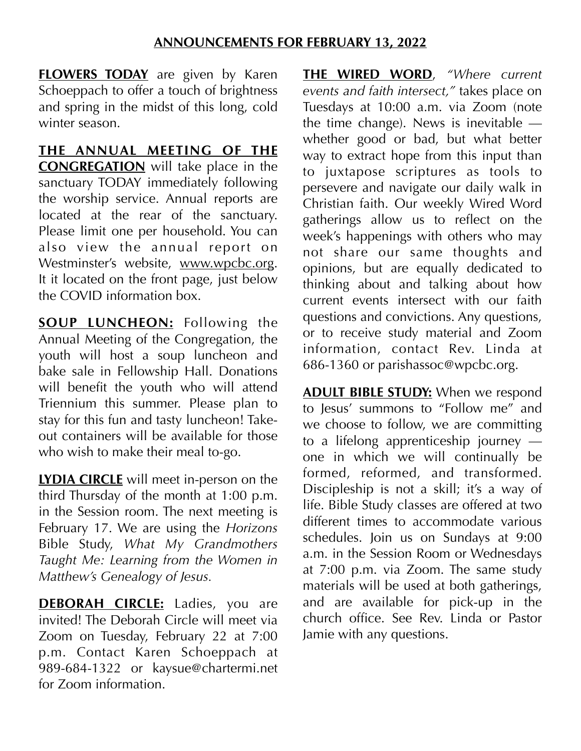## ANNOUNCEMENTS FOR FEBRUARY 13, 2022

**FLOWERS TODAY** are given by Karen Schoeppach to offer a touch of brightness and spring in the midst of this long, cold winter season.

**THE ANNUAL MEETING OF THE CONGREGATION** will take place in the sanctuary TODAY immediately following the worship service. Annual reports are located at the rear of the sanctuary. Please limit one per household. You can also view the annual report on Westminster's website, www.wpcbc.org. It it located on the front page, just below the COVID information box.

**SOUP LUNCHEON:** Following the Annual Meeting of the Congregation, the youth will host a soup luncheon and bake sale in Fellowship Hall. Donations will benefit the youth who will attend Triennium this summer. Please plan to stay for this fun and tasty luncheon! Take-out containers will be available for those who wish to make their meal to-go.

**LYDIA CIRCLE** will meet in-person on the third Thursday of the month at 1:00 p.m. in the Session room. The next meeting is February 17. We are using the *Horizons* Bible Study, *What My Grandmothers Taught Me: Learning from the Women in Matthew's Genealogy of Jesus.*

**DEBORAH CIRCLE:** Ladies, you are invited! The Deborah Circle will meet via Zoom on Tuesday, February 22 at 7:00 p.m. Contact Karen Schoeppach at 989-684-1322 or kaysue@chartermi.net for Zoom information.

**THE WIRED WORD**, *"Where current events and faith intersect,"* takes place on Tuesdays at 10:00 a.m. via Zoom (note the time change). News is inevitable — whether good or bad, but what better way to extract hope from this input than to juxtapose scriptures as tools to persevere and navigate our daily walk in Christian faith. Our weekly Wired Word gatherings allow us to reflect on the week's happenings with others who may not share our same thoughts and opinions, but are equally dedicated to thinking about and talking about how current events intersect with our faith questions and convictions. Any questions, or to receive study material and Zoom information, contact Rev. Linda at 686-1360 or parishassoc@wpcbc.org.

**ADULT BIBLE STUDY:** When we respond to Jesus' summons to "Follow me" and we choose to follow, we are committing to a lifelong apprenticeship journey — one in which we will continually be formed, reformed, and transformed. Discipleship is not a skill; it's a way of life. Bible Study classes are offered at two different times to accommodate various schedules. Join us on Sundays at 9:00 a.m. in the Session Room or Wednesdays at 7:00 p.m. via Zoom. The same study materials will be used at both gatherings, and are available for pick-up in the church office. See Rev. Linda or Pastor Jamie with any questions.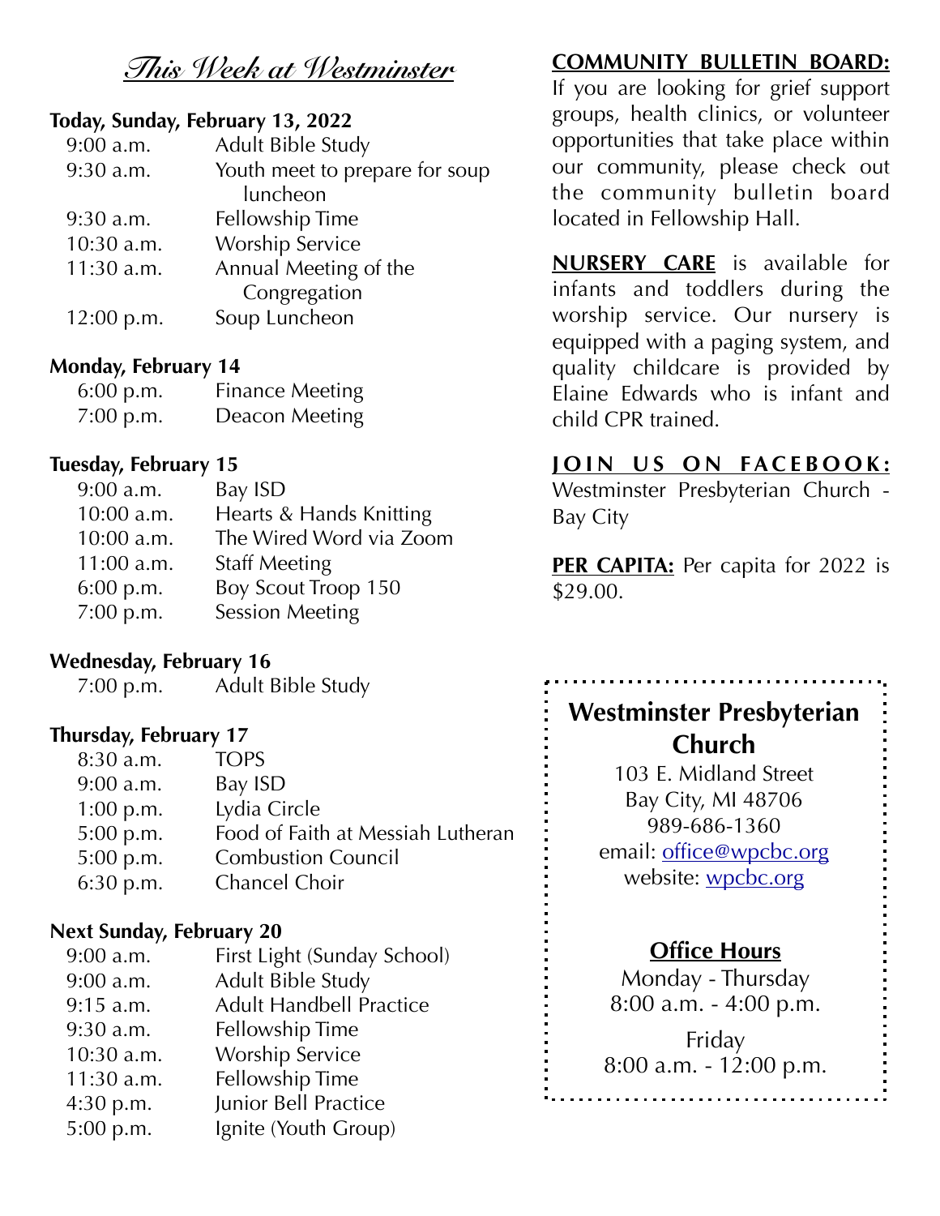# *This Week at Westminster*

**Today, Sunday, February 13, 2022**

| | |
|---|---|
| 9:00 a.m. | Adult Bible Study |
| 9:30 a.m. | Youth meet to prepare for soup luncheon |
| 9:30 a.m. | Fellowship Time |
| 10:30 a.m. | Worship Service |
| 11:30 a.m. | Annual Meeting of the Congregation |
| 12:00 p.m. | Soup Luncheon |

**Monday, February 14**

| | |
|---|---|
| 6:00 p.m. | Finance Meeting |
| 7:00 p.m. | Deacon Meeting |

**Tuesday, February 15**

| | |
|---|---|
| 9:00 a.m. | Bay ISD |
| 10:00 a.m. | Hearts & Hands Knitting |
| 10:00 a.m. | The Wired Word via Zoom |
| 11:00 a.m. | Staff Meeting |
| 6:00 p.m. | Boy Scout Troop 150 |
| 7:00 p.m. | Session Meeting |

**Wednesday, February 16**

| | |
|---|---|
| 7:00 p.m. | Adult Bible Study |

**Thursday, February 17**

| | |
|---|---|
| 8:30 a.m. | TOPS |
| 9:00 a.m. | Bay ISD |
| 1:00 p.m. | Lydia Circle |
| 5:00 p.m. | Food of Faith at Messiah Lutheran |
| 5:00 p.m. | Combustion Council |
| 6:30 p.m. | Chancel Choir |

**Next Sunday, February 20**

| | |
|---|---|
| 9:00 a.m. | First Light (Sunday School) |
| 9:00 a.m. | Adult Bible Study |
| 9:15 a.m. | Adult Handbell Practice |
| 9:30 a.m. | Fellowship Time |
| 10:30 a.m. | Worship Service |
| 11:30 a.m. | Fellowship Time |
| 4:30 p.m. | Junior Bell Practice |
| 5:00 p.m. | Ignite (Youth Group) |

**COMMUNITY BULLETIN BOARD:** If you are looking for grief support groups, health clinics, or volunteer opportunities that take place within our community, please check out the community bulletin board located in Fellowship Hall.

**NURSERY CARE** is available for infants and toddlers during the worship service. Our nursery is equipped with a paging system, and quality childcare is provided by Elaine Edwards who is infant and child CPR trained.

**JOIN US ON FACEBOOK:** Westminster Presbyterian Church - Bay City

**PER CAPITA:** Per capita for 2022 is $29.00.

## Westminster Presbyterian Church

103 E. Midland Street
Bay City, MI 48706
989-686-1360
email: office@wpcbc.org
website: wpcbc.org

**Office Hours**

Monday - Thursday
8:00 a.m. - 4:00 p.m.

Friday
8:00 a.m. - 12:00 p.m.